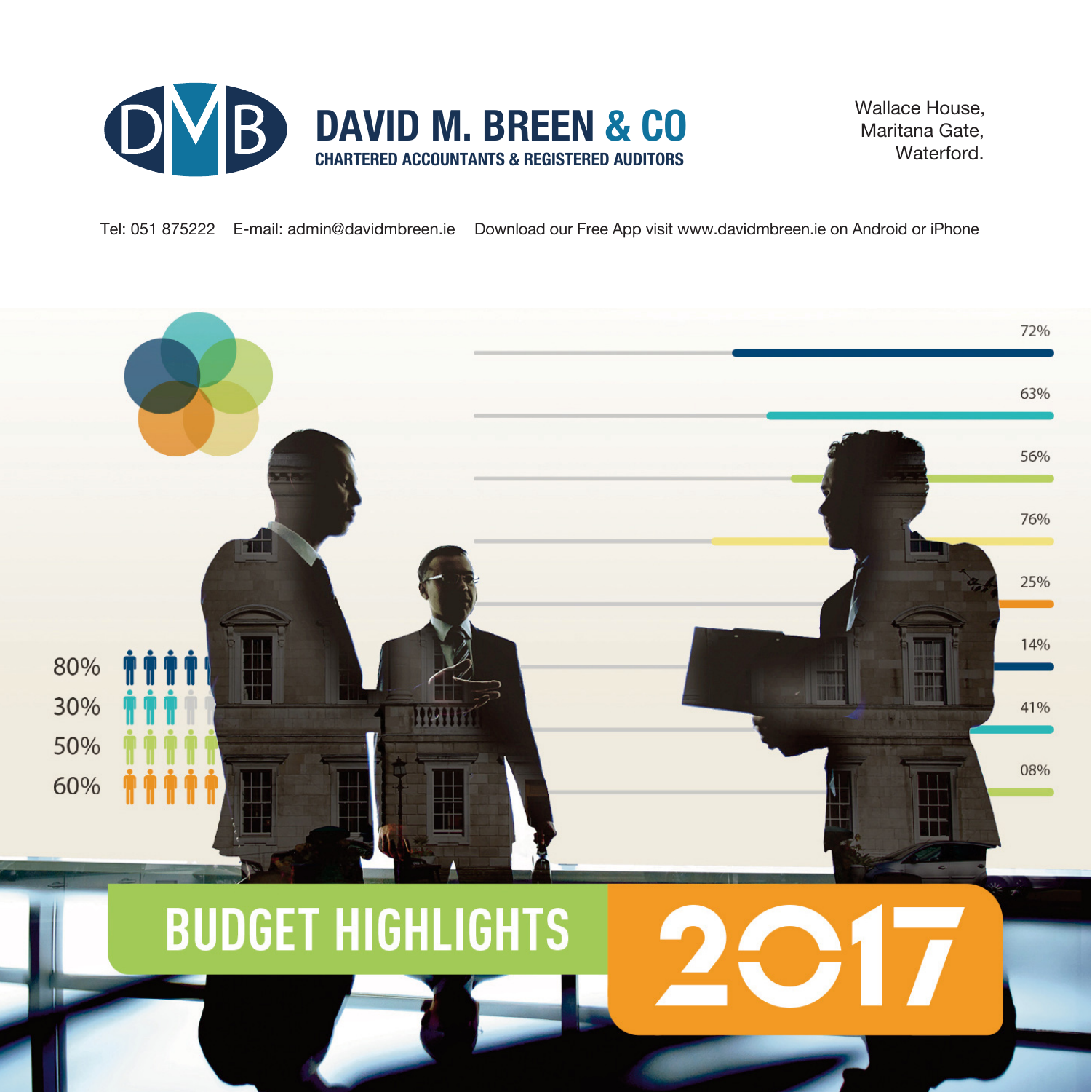# DAVID M. BREEN & CO

CHARTERED ACCOUNTANTS & REGISTERED AUDITORS

Wallace House,
Maritana Gate,
Waterford.

Tel: 051 875222 E-mail: admin@davidmbreen.ie Download our Free App visit www.davidmbreen.ie on Android or iPhone

# BUDGET HIGHLIGHTS 2017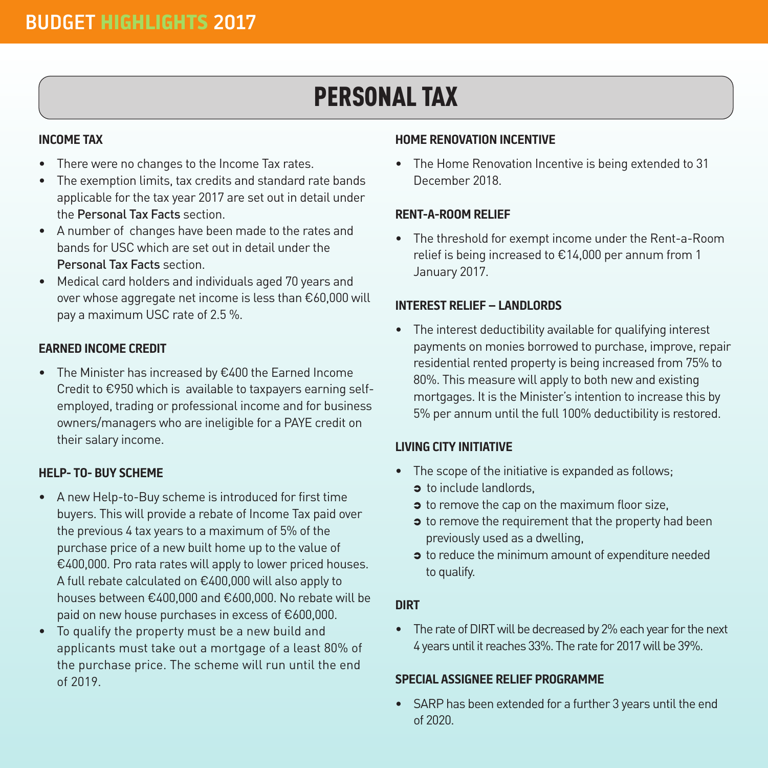# PERSONAL TAX

### INCOME TAX

- There were no changes to the Income Tax rates.
- The exemption limits, tax credits and standard rate bands applicable for the tax year 2017 are set out in detail under the **Personal Tax Facts** section.
- A number of changes have been made to the rates and bands for USC which are set out in detail under the **Personal Tax Facts** section.
- Medical card holders and individuals aged 70 years and over whose aggregate net income is less than €60,000 will pay a maximum USC rate of 2.5 %.

### EARNED INCOME CREDIT

- The Minister has increased by €400 the Earned Income Credit to €950 which is available to taxpayers earning self-employed, trading or professional income and for business owners/managers who are ineligible for a PAYE credit on their salary income.

### HELP- TO- BUY SCHEME

- A new Help-to-Buy scheme is introduced for first time buyers. This will provide a rebate of Income Tax paid over the previous 4 tax years to a maximum of 5% of the purchase price of a new built home up to the value of €400,000. Pro rata rates will apply to lower priced houses. A full rebate calculated on €400,000 will also apply to houses between €400,000 and €600,000. No rebate will be paid on new house purchases in excess of €600,000.
- To qualify the property must be a new build and applicants must take out a mortgage of a least 80% of the purchase price. The scheme will run until the end of 2019.

### HOME RENOVATION INCENTIVE

- The Home Renovation Incentive is being extended to 31 December 2018.

### RENT-A-ROOM RELIEF

- The threshold for exempt income under the Rent-a-Room relief is being increased to €14,000 per annum from 1 January 2017.

### INTEREST RELIEF – LANDLORDS

- The interest deductibility available for qualifying interest payments on monies borrowed to purchase, improve, repair residential rented property is being increased from 75% to 80%. This measure will apply to both new and existing mortgages. It is the Minister's intention to increase this by 5% per annum until the full 100% deductibility is restored.

### LIVING CITY INITIATIVE

- The scope of the initiative is expanded as follows;
  - to include landlords,
  - to remove the cap on the maximum floor size,
  - to remove the requirement that the property had been previously used as a dwelling,
  - to reduce the minimum amount of expenditure needed to qualify.

### DIRT

- The rate of DIRT will be decreased by 2% each year for the next 4 years until it reaches 33%. The rate for 2017 will be 39%.

### SPECIAL ASSIGNEE RELIEF PROGRAMME

- SARP has been extended for a further 3 years until the end of 2020.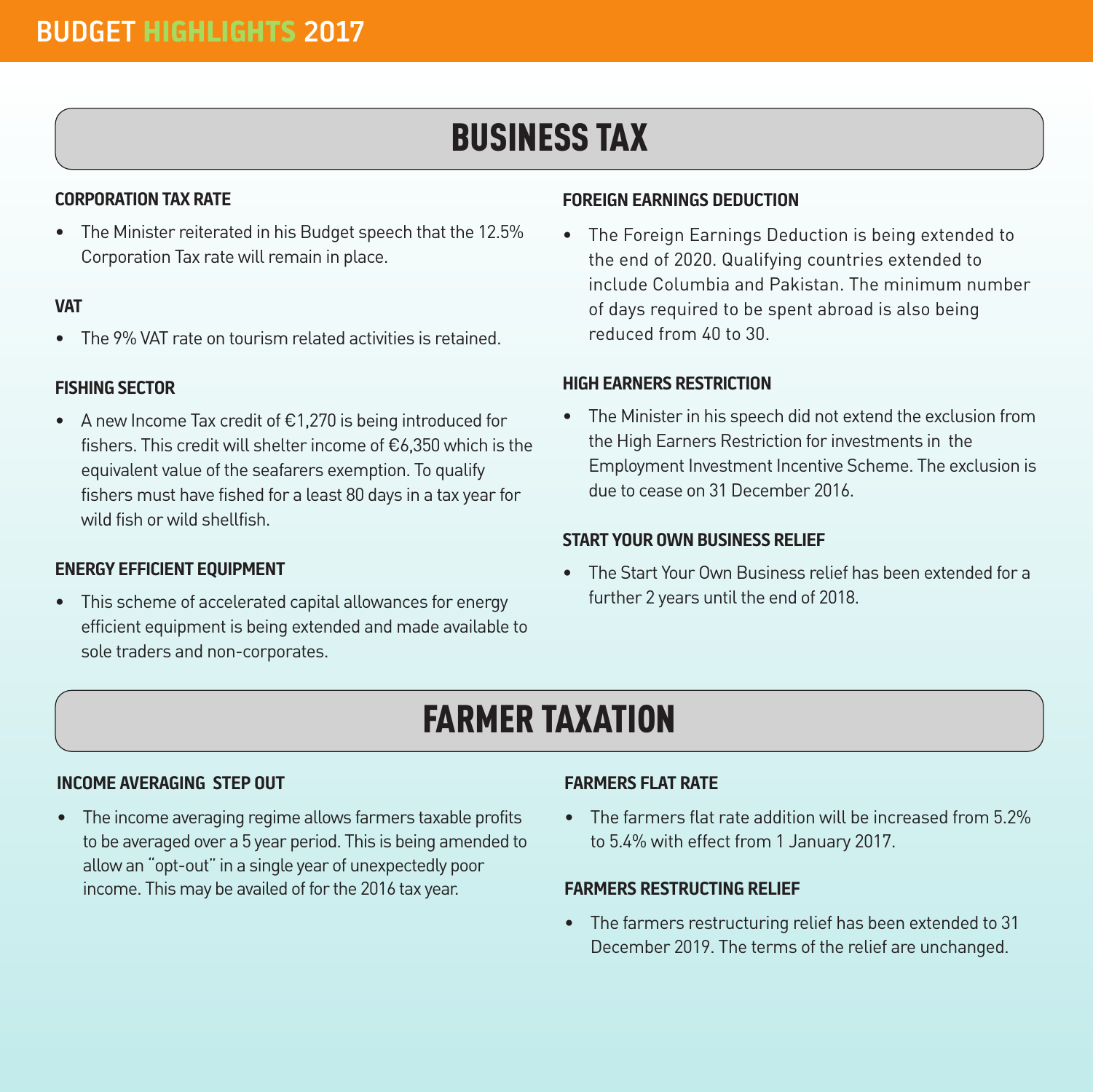# BUSINESS TAX

### CORPORATION TAX RATE

- The Minister reiterated in his Budget speech that the 12.5% Corporation Tax rate will remain in place.

### VAT

- The 9% VAT rate on tourism related activities is retained.

### FISHING SECTOR

- A new Income Tax credit of €1,270 is being introduced for fishers. This credit will shelter income of €6,350 which is the equivalent value of the seafarers exemption. To qualify fishers must have fished for a least 80 days in a tax year for wild fish or wild shellfish.

### ENERGY EFFICIENT EQUIPMENT

- This scheme of accelerated capital allowances for energy efficient equipment is being extended and made available to sole traders and non-corporates.

### FOREIGN EARNINGS DEDUCTION

- The Foreign Earnings Deduction is being extended to the end of 2020. Qualifying countries extended to include Columbia and Pakistan. The minimum number of days required to be spent abroad is also being reduced from 40 to 30.

### HIGH EARNERS RESTRICTION

- The Minister in his speech did not extend the exclusion from the High Earners Restriction for investments in the Employment Investment Incentive Scheme. The exclusion is due to cease on 31 December 2016.

### START YOUR OWN BUSINESS RELIEF

- The Start Your Own Business relief has been extended for a further 2 years until the end of 2018.

# FARMER TAXATION

### INCOME AVERAGING STEP OUT

- The income averaging regime allows farmers taxable profits to be averaged over a 5 year period. This is being amended to allow an "opt-out" in a single year of unexpectedly poor income. This may be availed of for the 2016 tax year.

### FARMERS FLAT RATE

- The farmers flat rate addition will be increased from 5.2% to 5.4% with effect from 1 January 2017.

### FARMERS RESTRUCTING RELIEF

- The farmers restructuring relief has been extended to 31 December 2019. The terms of the relief are unchanged.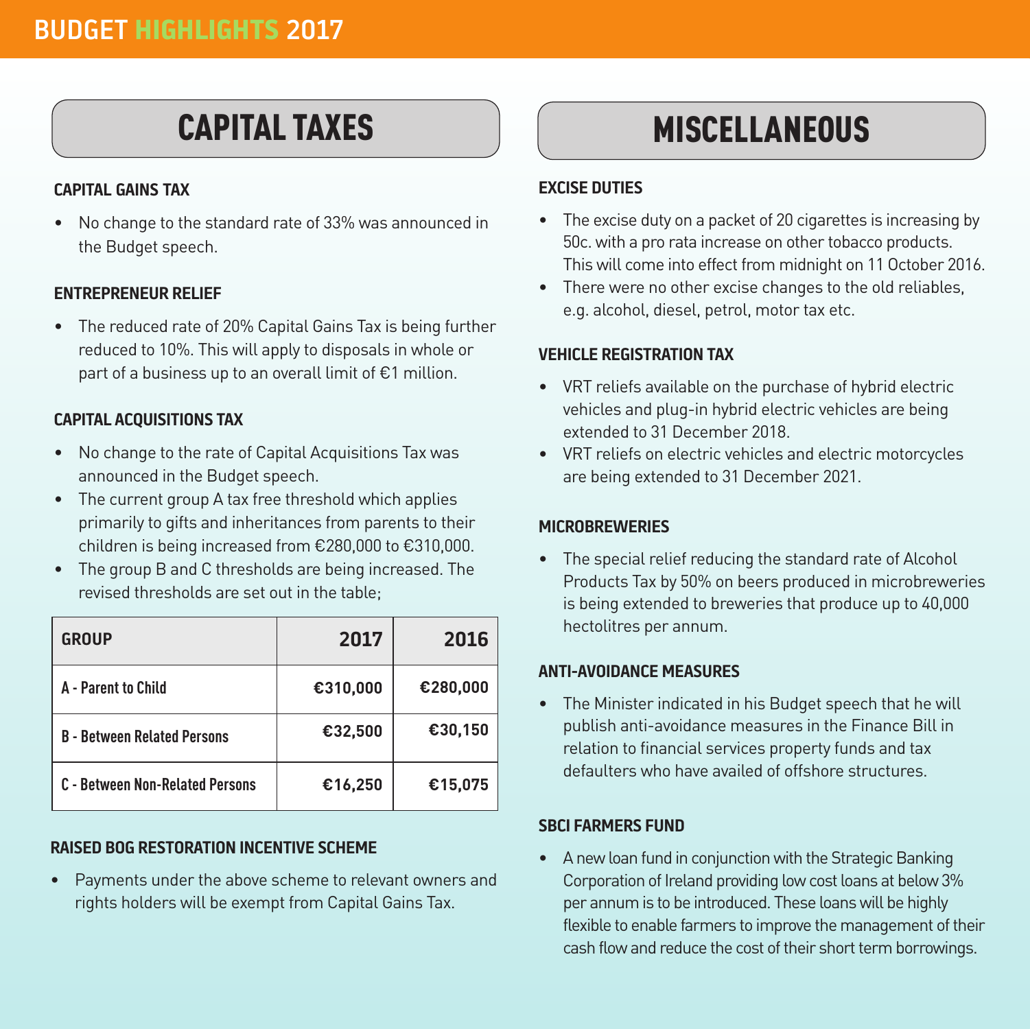## CAPITAL TAXES

### CAPITAL GAINS TAX

- No change to the standard rate of 33% was announced in the Budget speech.

### ENTREPRENEUR RELIEF

- The reduced rate of 20% Capital Gains Tax is being further reduced to 10%. This will apply to disposals in whole or part of a business up to an overall limit of €1 million.

### CAPITAL ACQUISITIONS TAX

- No change to the rate of Capital Acquisitions Tax was announced in the Budget speech.
- The current group A tax free threshold which applies primarily to gifts and inheritances from parents to their children is being increased from €280,000 to €310,000.
- The group B and C thresholds are being increased. The revised thresholds are set out in the table;

| GROUP | 2017 | 2016 |
|---|---|---|
| A - Parent to Child | €310,000 | €280,000 |
| B - Between Related Persons | €32,500 | €30,150 |
| C - Between Non-Related Persons | €16,250 | €15,075 |

### RAISED BOG RESTORATION INCENTIVE SCHEME

- Payments under the above scheme to relevant owners and rights holders will be exempt from Capital Gains Tax.

## MISCELLANEOUS

### EXCISE DUTIES

- The excise duty on a packet of 20 cigarettes is increasing by 50c. with a pro rata increase on other tobacco products. This will come into effect from midnight on 11 October 2016.
- There were no other excise changes to the old reliables, e.g. alcohol, diesel, petrol, motor tax etc.

### VEHICLE REGISTRATION TAX

- VRT reliefs available on the purchase of hybrid electric vehicles and plug-in hybrid electric vehicles are being extended to 31 December 2018.
- VRT reliefs on electric vehicles and electric motorcycles are being extended to 31 December 2021.

### MICROBREWERIES

- The special relief reducing the standard rate of Alcohol Products Tax by 50% on beers produced in microbreweries is being extended to breweries that produce up to 40,000 hectolitres per annum.

### ANTI-AVOIDANCE MEASURES

- The Minister indicated in his Budget speech that he will publish anti-avoidance measures in the Finance Bill in relation to financial services property funds and tax defaulters who have availed of offshore structures.

### SBCI FARMERS FUND

- A new loan fund in conjunction with the Strategic Banking Corporation of Ireland providing low cost loans at below 3% per annum is to be introduced. These loans will be highly flexible to enable farmers to improve the management of their cash flow and reduce the cost of their short term borrowings.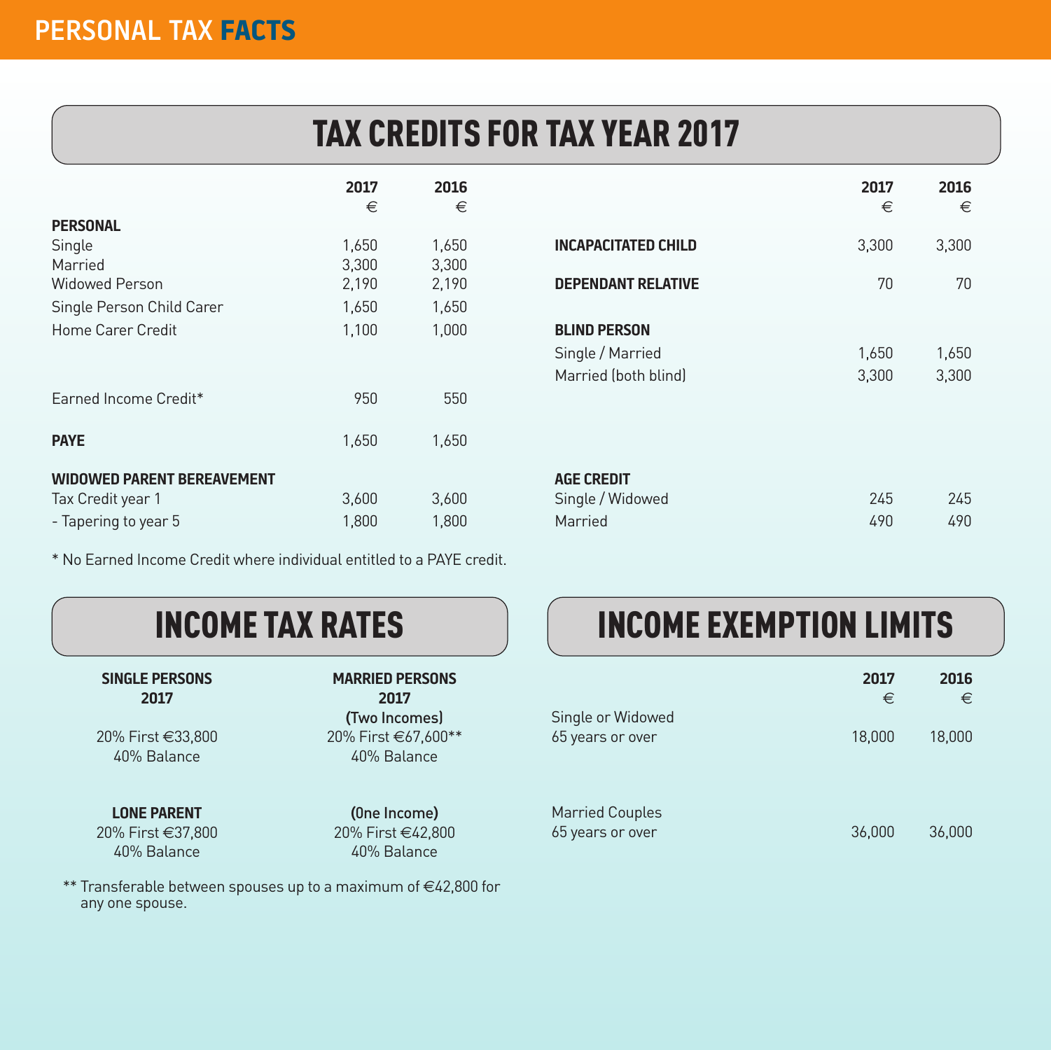PERSONAL TAX **FACTS**

# TAX CREDITS FOR TAX YEAR 2017

| | 2017 € | 2016 € |
|---|---|---|
| **PERSONAL** | | |
| Single | 1,650 | 1,650 |
| Married | 3,300 | 3,300 |
| Widowed Person | 2,190 | 2,190 |
| Single Person Child Carer | 1,650 | 1,650 |
| Home Carer Credit | 1,100 | 1,000 |
| Earned Income Credit* | 950 | 550 |
| **PAYE** | 1,650 | 1,650 |
| **WIDOWED PARENT BEREAVEMENT** | | |
| Tax Credit year 1 | 3,600 | 3,600 |
| - Tapering to year 5 | 1,800 | 1,800 |

| | 2017 € | 2016 € |
|---|---|---|
| **INCAPACITATED CHILD** | 3,300 | 3,300 |
| **DEPENDANT RELATIVE** | 70 | 70 |
| **BLIND PERSON** | | |
| Single / Married | 1,650 | 1,650 |
| Married (both blind) | 3,300 | 3,300 |
| **AGE CREDIT** | | |
| Single / Widowed | 245 | 245 |
| Married | 490 | 490 |

* No Earned Income Credit where individual entitled to a PAYE credit.

# INCOME TAX RATES

**SINGLE PERSONS 2017**

20% First €33,800
40% Balance

**MARRIED PERSONS 2017**

**(Two Incomes)**

20% First €67,600**
40% Balance

**LONE PARENT**

20% First €37,800
40% Balance

**(One Income)**

20% First €42,800
40% Balance

** Transferable between spouses up to a maximum of €42,800 for any one spouse.

# INCOME EXEMPTION LIMITS

| | 2017 € | 2016 € |
|---|---|---|
| Single or Widowed 65 years or over | 18,000 | 18,000 |
| Married Couples 65 years or over | 36,000 | 36,000 |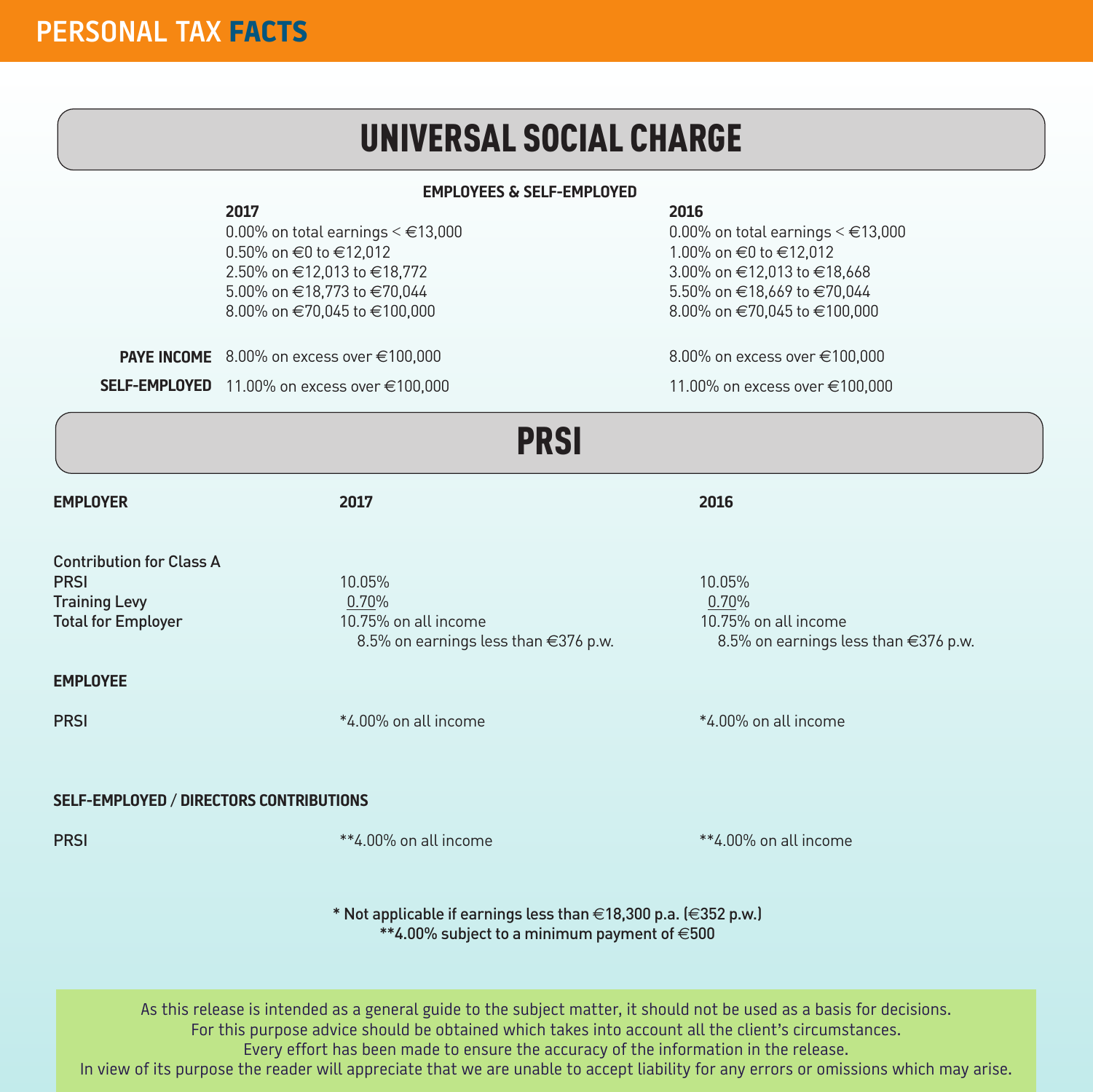# PERSONAL TAX FACTS

## UNIVERSAL SOCIAL CHARGE

**EMPLOYEES & SELF-EMPLOYED**

| | 2017 | 2016 |
|---|---|---|
| | 0.00% on total earnings < €13,000 | 0.00% on total earnings < €13,000 |
| | 0.50% on €0 to €12,012 | 1.00% on €0 to €12,012 |
| | 2.50% on €12,013 to €18,772 | 3.00% on €12,013 to €18,668 |
| | 5.00% on €18,773 to €70,044 | 5.50% on €18,669 to €70,044 |
| | 8.00% on €70,045 to €100,000 | 8.00% on €70,045 to €100,000 |
| **PAYE INCOME** | 8.00% on excess over €100,000 | 8.00% on excess over €100,000 |
| **SELF-EMPLOYED** | 11.00% on excess over €100,000 | 11.00% on excess over €100,000 |

## PRSI

| **EMPLOYER** | **2017** | **2016** |
|---|---|---|
| Contribution for Class A | | |
| PRSI | 10.05% | 10.05% |
| Training Levy | 0.70% | 0.70% |
| Total for Employer | 10.75% on all income<br>8.5% on earnings less than €376 p.w. | 10.75% on all income<br>8.5% on earnings less than €376 p.w. |
| **EMPLOYEE** | | |
| PRSI | *4.00% on all income | *4.00% on all income |
| **SELF-EMPLOYED / DIRECTORS CONTRIBUTIONS** | | |
| PRSI | **4.00% on all income | **4.00% on all income |

**\* Not applicable if earnings less than €18,300 p.a. (€352 p.w.)**
**\*\*4.00% subject to a minimum payment of €500**

As this release is intended as a general guide to the subject matter, it should not be used as a basis for decisions.
For this purpose advice should be obtained which takes into account all the client's circumstances.
Every effort has been made to ensure the accuracy of the information in the release.
In view of its purpose the reader will appreciate that we are unable to accept liability for any errors or omissions which may arise.